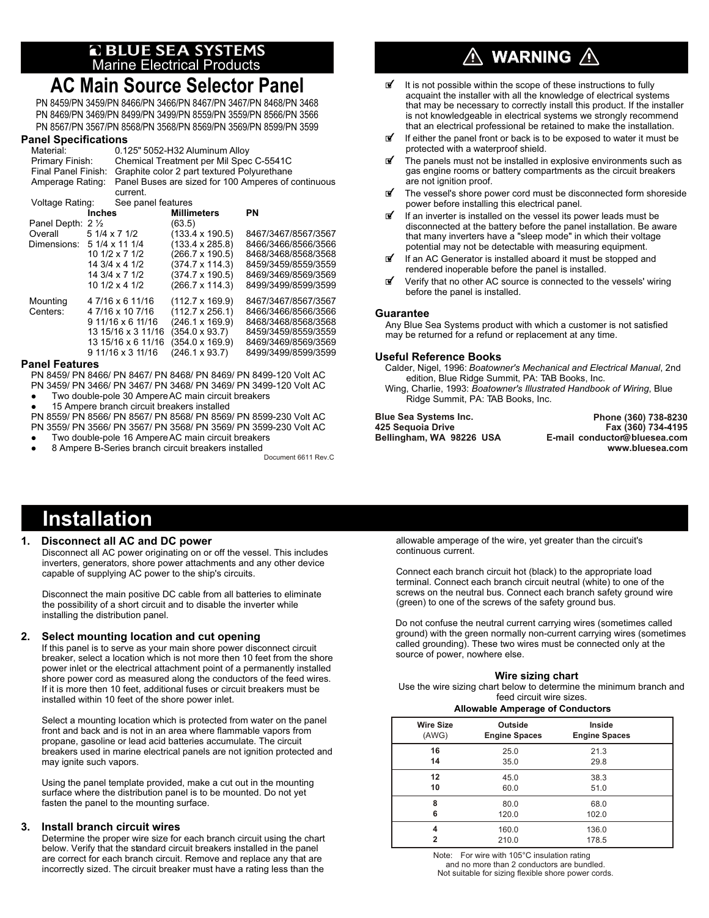**BLUE SEA SYSTEMS**
Marine Electrical Products

# AC Main Source Selector Panel

PN 8459/PN 3459/PN 8466/PN 3466/PN 8467/PN 3467/PN 8468/PN 3468
PN 8469/PN 3469/PN 8499/PN 3499/PN 8559/PN 3559/PN 8566/PN 3566
PN 8567/PN 3567/PN 8568/PN 3568/PN 8569/PN 3569/PN 8599/PN 3599

## Panel Specifications

Material: 0.125" 5052-H32 Aluminum Alloy
Primary Finish: Chemical Treatment per Mil Spec C-5541C
Final Panel Finish: Graphite color 2 part textured Polyurethane
Amperage Rating: Panel Buses are sized for 100 Amperes of continuous current.
Voltage Rating: See panel features

| | Inches | Millimeters | PN |
|---|---|---|---|
| Panel Depth: | 2 ½ | (63.5) | |
| Overall Dimensions: | 5 1/4 x 7 1/2 | (133.4 x 190.5) | 8467/3467/8567/3567 |
| | 5 1/4 x 11 1/4 | (133.4 x 285.8) | 8466/3466/8566/3566 |
| | 10 1/2 x 7 1/2 | (266.7 x 190.5) | 8468/3468/8568/3568 |
| | 14 3/4 x 4 1/2 | (374.7 x 114.3) | 8459/3459/8559/3559 |
| | 14 3/4 x 7 1/2 | (374.7 x 190.5) | 8469/3469/8569/3569 |
| | 10 1/2 x 4 1/2 | (266.7 x 114.3) | 8499/3499/8599/3599 |
| Mounting Centers: | 4 7/16 x 6 11/16 | (112.7 x 169.9) | 8467/3467/8567/3567 |
| | 4 7/16 x 10 7/16 | (112.7 x 256.1) | 8466/3466/8566/3566 |
| | 9 11/16 x 6 11/16 | (246.1 x 169.9) | 8468/3468/8568/3568 |
| | 13 15/16 x 3 11/16 | (354.0 x 93.7) | 8459/3459/8559/3559 |
| | 13 15/16 x 6 11/16 | (354.0 x 169.9) | 8469/3469/8569/3569 |
| | 9 11/16 x 3 11/16 | (246.1 x 93.7) | 8499/3499/8599/3599 |

## Panel Features

PN 8459/ PN 8466/ PN 8467/ PN 8468/ PN 8469/ PN 8499-120 Volt AC
PN 3459/ PN 3466/ PN 3467/ PN 3468/ PN 3469/ PN 3499-120 Volt AC

- Two double-pole 30 Ampere AC main circuit breakers
- 15 Ampere branch circuit breakers installed

PN 8559/ PN 8566/ PN 8567/ PN 8568/ PN 8569/ PN 8599-230 Volt AC
PN 3559/ PN 3566/ PN 3567/ PN 3568/ PN 3569/ PN 3599-230 Volt AC

- Two double-pole 16 Ampere AC main circuit breakers
- 8 Ampere B-Series branch circuit breakers installed

Document 6611 Rev.C

## ⚠ WARNING ⚠

- It is not possible within the scope of these instructions to fully acquaint the installer with all the knowledge of electrical systems that may be necessary to correctly install this product. If the installer is not knowledgeable in electrical systems we strongly recommend that an electrical professional be retained to make the installation.
- If either the panel front or back is to be exposed to water it must be protected with a waterproof shield.
- The panels must not be installed in explosive environments such as gas engine rooms or battery compartments as the circuit breakers are not ignition proof.
- The vessel's shore power cord must be disconnected form shoreside power before installing this electrical panel.
- If an inverter is installed on the vessel its power leads must be disconnected at the battery before the panel installation. Be aware that many inverters have a "sleep mode" in which their voltage potential may not be detectable with measuring equipment.
- If an AC Generator is installed aboard it must be stopped and rendered inoperable before the panel is installed.
- Verify that no other AC source is connected to the vessels' wiring before the panel is installed.

## Guarantee

Any Blue Sea Systems product with which a customer is not satisfied may be returned for a refund or replacement at any time.

## Useful Reference Books

Calder, Nigel, 1996: *Boatowner's Mechanical and Electrical Manual*, 2nd edition, Blue Ridge Summit, PA: TAB Books, Inc.
Wing, Charlie, 1993: *Boatowner's Illustrated Handbook of Wiring*, Blue Ridge Summit, PA: TAB Books, Inc.

**Blue Sea Systems Inc.**
**425 Sequoia Drive**
**Bellingham, WA 98226 USA**

**Phone (360) 738-8230**
**Fax (360) 734-4195**
**E-mail conductor@bluesea.com**
**www.bluesea.com**

# Installation

### 1. Disconnect all AC and DC power

Disconnect all AC power originating on or off the vessel. This includes inverters, generators, shore power attachments and any other device capable of supplying AC power to the ship's circuits.

Disconnect the main positive DC cable from all batteries to eliminate the possibility of a short circuit and to disable the inverter while installing the distribution panel.

### 2. Select mounting location and cut opening

If this panel is to serve as your main shore power disconnect circuit breaker, select a location which is not more then 10 feet from the shore power inlet or the electrical attachment point of a permanently installed shore power cord as measured along the conductors of the feed wires. If it is more then 10 feet, additional fuses or circuit breakers must be installed within 10 feet of the shore power inlet.

Select a mounting location which is protected from water on the panel front and back and is not in an area where flammable vapors from propane, gasoline or lead acid batteries accumulate. The circuit breakers used in marine electrical panels are not ignition protected and may ignite such vapors.

Using the panel template provided, make a cut out in the mounting surface where the distribution panel is to be mounted. Do not yet fasten the panel to the mounting surface.

### 3. Install branch circuit wires

Determine the proper wire size for each branch circuit using the chart below. Verify that the standard circuit breakers installed in the panel are correct for each branch circuit. Remove and replace any that are incorrectly sized. The circuit breaker must have a rating less than the allowable amperage of the wire, yet greater than the circuit's continuous current.

Connect each branch circuit hot (black) to the appropriate load terminal. Connect each branch circuit neutral (white) to one of the screws on the neutral bus. Connect each branch safety ground wire (green) to one of the screws of the safety ground bus.

Do not confuse the neutral current carrying wires (sometimes called ground) with the green normally non-current carrying wires (sometimes called grounding). These two wires must be connected only at the source of power, nowhere else.

**Wire sizing chart**

Use the wire sizing chart below to determine the minimum branch and feed circuit wire sizes.

**Allowable Amperage of Conductors**

| Wire Size (AWG) | Outside Engine Spaces | Inside Engine Spaces |
|---|---|---|
| 16 | 25.0 | 21.3 |
| 14 | 35.0 | 29.8 |
| 12 | 45.0 | 38.3 |
| 10 | 60.0 | 51.0 |
| 8 | 80.0 | 68.0 |
| 6 | 120.0 | 102.0 |
| 4 | 160.0 | 136.0 |
| 2 | 210.0 | 178.5 |

Note: For wire with 105°C insulation rating and no more than 2 conductors are bundled. Not suitable for sizing flexible shore power cords.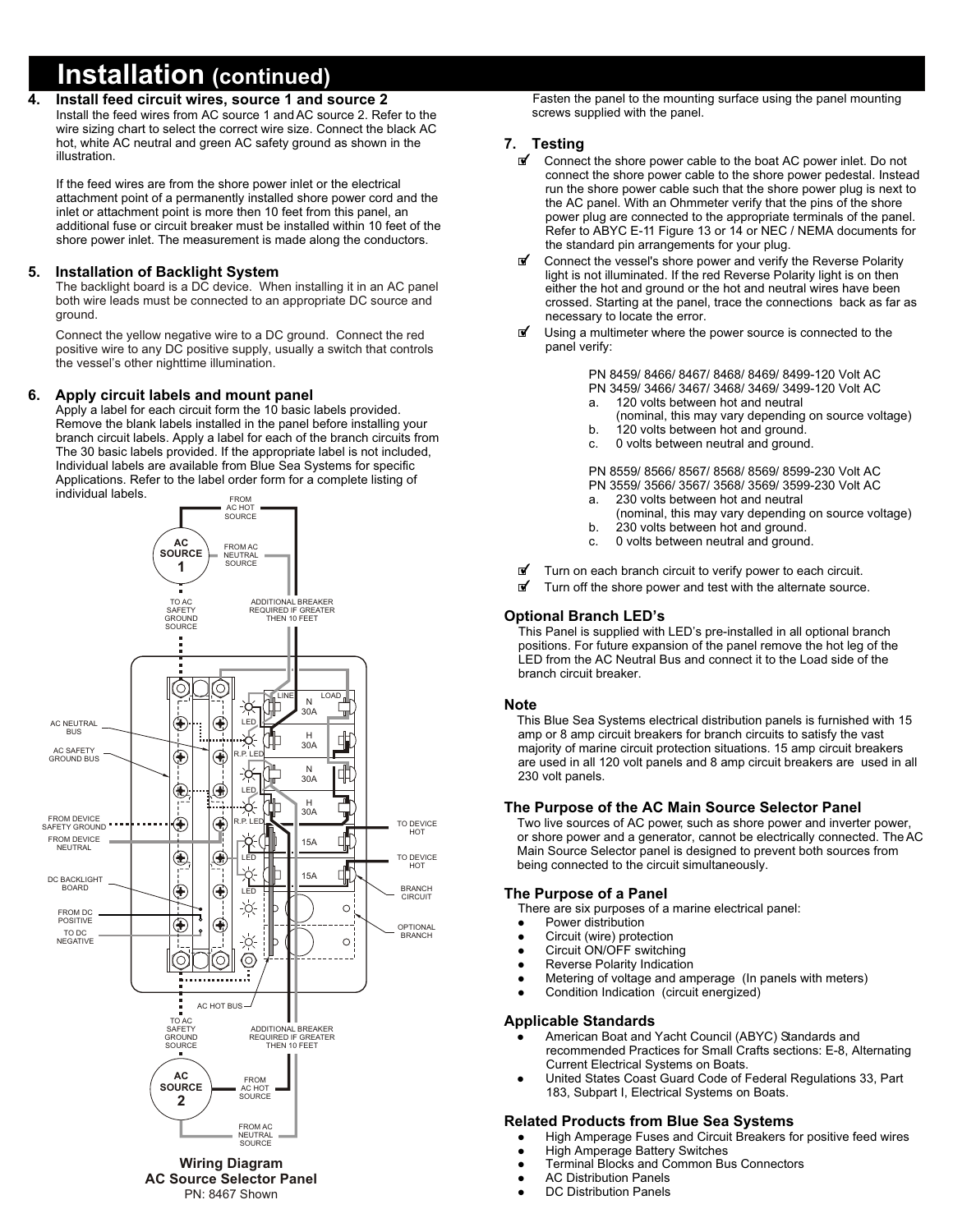# Installation (continued)

## 4. Install feed circuit wires, source 1 and source 2

Install the feed wires from AC source 1 and AC source 2. Refer to the wire sizing chart to select the correct wire size. Connect the black AC hot, white AC neutral and green AC safety ground as shown in the illustration.

If the feed wires are from the shore power inlet or the electrical attachment point of a permanently installed shore power cord and the inlet or attachment point is more then 10 feet from this panel, an additional fuse or circuit breaker must be installed within 10 feet of the shore power inlet. The measurement is made along the conductors.

## 5. Installation of Backlight System

The backlight board is a DC device. When installing it in an AC panel both wire leads must be connected to an appropriate DC source and ground.

Connect the yellow negative wire to a DC ground. Connect the red positive wire to any DC positive supply, usually a switch that controls the vessel's other nighttime illumination.

## 6. Apply circuit labels and mount panel

Apply a label for each circuit form the 10 basic labels provided. Remove the blank labels installed in the panel before installing your branch circuit labels. Apply a label for each of the branch circuits from The 30 basic labels provided. If the appropriate label is not included, Individual labels are available from Blue Sea Systems for specific Applications. Refer to the label order form for a complete listing of individual labels.

FROM AC HOT SOURCE
AC SOURCE 1
FROM AC NEUTRAL SOURCE
TO AC SAFETY GROUND SOURCE
ADDITIONAL BREAKER REQUIRED IF GREATER THEN 10 FEET
LINE
LOAD
N 30A
H 30A
N 30A
H 30A
15A
15A
LED
R.P. LED
AC NEUTRAL BUS
AC SAFETY GROUND BUS
FROM DEVICE SAFETY GROUND
FROM DEVICE NEUTRAL
DC BACKLIGHT BOARD
FROM DC POSITIVE
TO DC NEGATIVE
TO DEVICE HOT
TO DEVICE HOT
BRANCH CIRCUIT
OPTIONAL BRANCH
AC HOT BUS
TO AC SAFETY GROUND SOURCE
ADDITIONAL BREAKER REQUIRED IF GREATER THEN 10 FEET
AC SOURCE 2
FROM AC HOT SOURCE
FROM AC NEUTRAL SOURCE

**Wiring Diagram**
**AC Source Selector Panel**
PN: 8467 Shown

Fasten the panel to the mounting surface using the panel mounting screws supplied with the panel.

## 7. Testing

- ☑ Connect the shore power cable to the boat AC power inlet. Do not connect the shore power cable to the shore power pedestal. Instead run the shore power cable such that the shore power plug is next to the AC panel. With an Ohmmeter verify that the pins of the shore power plug are connected to the appropriate terminals of the panel. Refer to ABYC E-11 Figure 13 or 14 or NEC / NEMA documents for the standard pin arrangements for your plug.
- ☑ Connect the vessel's shore power and verify the Reverse Polarity light is not illuminated. If the red Reverse Polarity light is on then either the hot and ground or the hot and neutral wires have been crossed. Starting at the panel, trace the connections back as far as necessary to locate the error.
- ☑ Using a multimeter where the power source is connected to the panel verify:

  PN 8459/ 8466/ 8467/ 8468/ 8469/ 8499-120 Volt AC
  PN 3459/ 3466/ 3467/ 3468/ 3469/ 3499-120 Volt AC
  - a. 120 volts between hot and neutral (nominal, this may vary depending on source voltage)
  - b. 120 volts between hot and ground.
  - c. 0 volts between neutral and ground.

  PN 8559/ 8566/ 8567/ 8568/ 8569/ 8599-230 Volt AC
  PN 3559/ 3566/ 3567/ 3568/ 3569/ 3599-230 Volt AC
  - a. 230 volts between hot and neutral (nominal, this may vary depending on source voltage)
  - b. 230 volts between hot and ground.
  - c. 0 volts between neutral and ground.

- ☑ Turn on each branch circuit to verify power to each circuit.
- ☑ Turn off the shore power and test with the alternate source.

## Optional Branch LED's

This Panel is supplied with LED's pre-installed in all optional branch positions. For future expansion of the panel remove the hot leg of the LED from the AC Neutral Bus and connect it to the Load side of the branch circuit breaker.

## Note

This Blue Sea Systems electrical distribution panels is furnished with 15 amp or 8 amp circuit breakers for branch circuits to satisfy the vast majority of marine circuit protection situations. 15 amp circuit breakers are used in all 120 volt panels and 8 amp circuit breakers are used in all 230 volt panels.

## The Purpose of the AC Main Source Selector Panel

Two live sources of AC power, such as shore power and inverter power, or shore power and a generator, cannot be electrically connected. The AC Main Source Selector panel is designed to prevent both sources from being connected to the circuit simultaneously.

## The Purpose of a Panel

There are six purposes of a marine electrical panel:

- Power distribution
- Circuit (wire) protection
- Circuit ON/OFF switching
- Reverse Polarity Indication
- Metering of voltage and amperage (In panels with meters)
- Condition Indication (circuit energized)

## Applicable Standards

- American Boat and Yacht Council (ABYC) Standards and recommended Practices for Small Crafts sections: E-8, Alternating Current Electrical Systems on Boats.
- United States Coast Guard Code of Federal Regulations 33, Part 183, Subpart I, Electrical Systems on Boats.

## Related Products from Blue Sea Systems

- High Amperage Fuses and Circuit Breakers for positive feed wires
- High Amperage Battery Switches
- Terminal Blocks and Common Bus Connectors
- AC Distribution Panels
- DC Distribution Panels